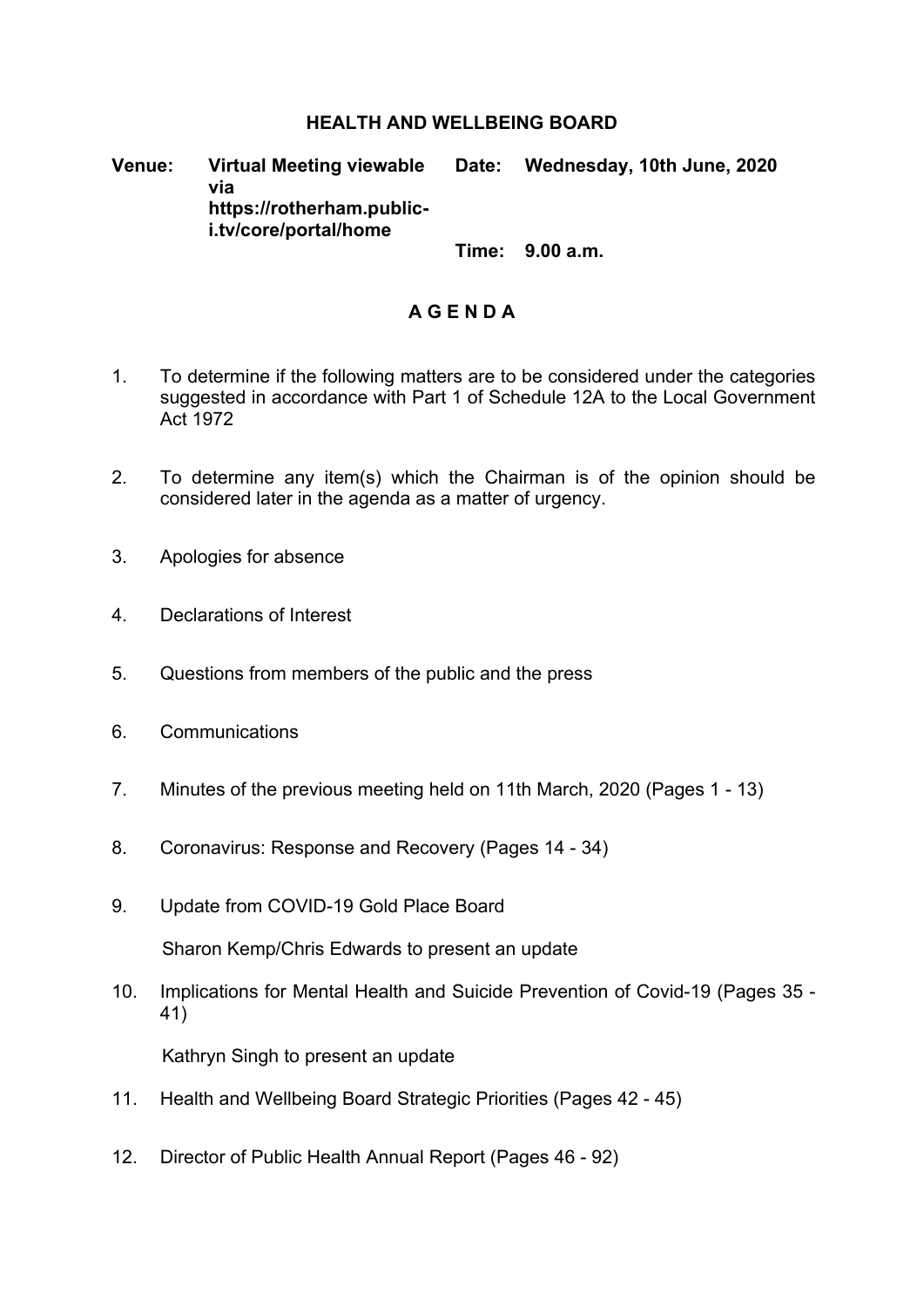# HEALTH AND WELLBEING BOARD

**Venue:** **Virtual Meeting viewable via https://rotherham.public-i.tv/core/portal/home**

**Date:** **Wednesday, 10th June, 2020**

**Time:** **9.00 a.m.**

## A G E N D A

1. To determine if the following matters are to be considered under the categories suggested in accordance with Part 1 of Schedule 12A to the Local Government Act 1972

2. To determine any item(s) which the Chairman is of the opinion should be considered later in the agenda as a matter of urgency.

3. Apologies for absence

4. Declarations of Interest

5. Questions from members of the public and the press

6. Communications

7. Minutes of the previous meeting held on 11th March, 2020 (Pages 1 - 13)

8. Coronavirus: Response and Recovery (Pages 14 - 34)

9. Update from COVID-19 Gold Place Board

   Sharon Kemp/Chris Edwards to present an update

10. Implications for Mental Health and Suicide Prevention of Covid-19 (Pages 35 - 41)

    Kathryn Singh to present an update

11. Health and Wellbeing Board Strategic Priorities (Pages 42 - 45)

12. Director of Public Health Annual Report (Pages 46 - 92)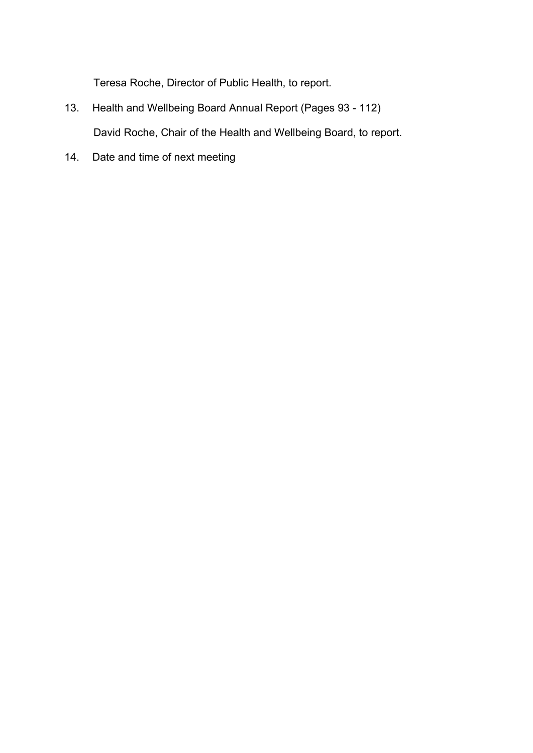Teresa Roche, Director of Public Health, to report.

13. Health and Wellbeing Board Annual Report (Pages 93 - 112)

    David Roche, Chair of the Health and Wellbeing Board, to report.

14. Date and time of next meeting